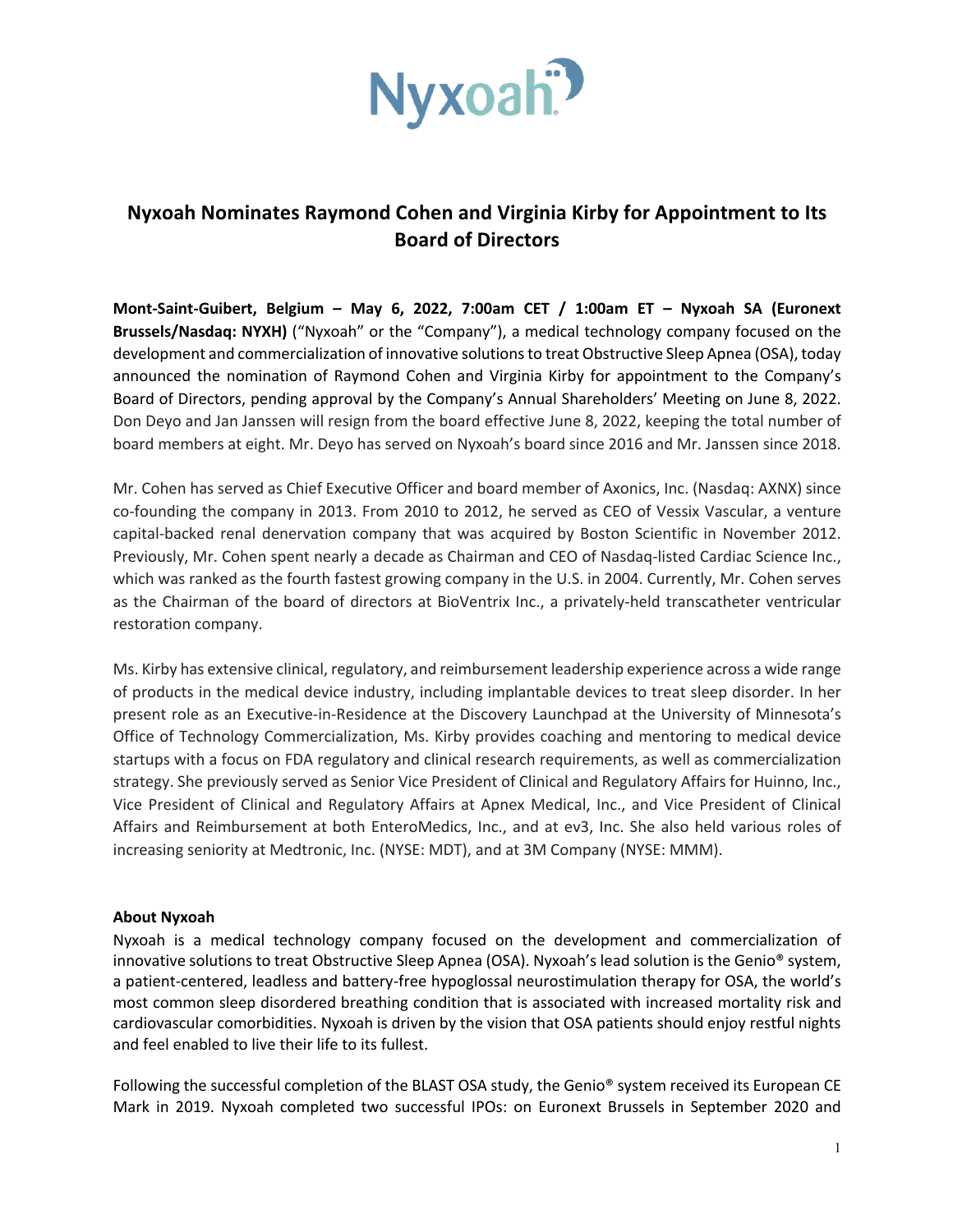Nyxoah

# Nyxoah Nominates Raymond Cohen and Virginia Kirby for Appointment to Its Board of Directors

**Mont-Saint-Guibert, Belgium – May 6, 2022, 7:00am CET / 1:00am ET – Nyxoah SA (Euronext Brussels/Nasdaq: NYXH)** ("Nyxoah" or the "Company"), a medical technology company focused on the development and commercialization of innovative solutions to treat Obstructive Sleep Apnea (OSA), today announced the nomination of Raymond Cohen and Virginia Kirby for appointment to the Company's Board of Directors, pending approval by the Company's Annual Shareholders' Meeting on June 8, 2022. Don Deyo and Jan Janssen will resign from the board effective June 8, 2022, keeping the total number of board members at eight. Mr. Deyo has served on Nyxoah's board since 2016 and Mr. Janssen since 2018.

Mr. Cohen has served as Chief Executive Officer and board member of Axonics, Inc. (Nasdaq: AXNX) since co-founding the company in 2013. From 2010 to 2012, he served as CEO of Vessix Vascular, a venture capital-backed renal denervation company that was acquired by Boston Scientific in November 2012. Previously, Mr. Cohen spent nearly a decade as Chairman and CEO of Nasdaq-listed Cardiac Science Inc., which was ranked as the fourth fastest growing company in the U.S. in 2004. Currently, Mr. Cohen serves as the Chairman of the board of directors at BioVentrix Inc., a privately-held transcatheter ventricular restoration company.

Ms. Kirby has extensive clinical, regulatory, and reimbursement leadership experience across a wide range of products in the medical device industry, including implantable devices to treat sleep disorder. In her present role as an Executive-in-Residence at the Discovery Launchpad at the University of Minnesota's Office of Technology Commercialization, Ms. Kirby provides coaching and mentoring to medical device startups with a focus on FDA regulatory and clinical research requirements, as well as commercialization strategy. She previously served as Senior Vice President of Clinical and Regulatory Affairs for Huinno, Inc., Vice President of Clinical and Regulatory Affairs at Apnex Medical, Inc., and Vice President of Clinical Affairs and Reimbursement at both EnteroMedics, Inc., and at ev3, Inc. She also held various roles of increasing seniority at Medtronic, Inc. (NYSE: MDT), and at 3M Company (NYSE: MMM).

**About Nyxoah**

Nyxoah is a medical technology company focused on the development and commercialization of innovative solutions to treat Obstructive Sleep Apnea (OSA). Nyxoah's lead solution is the Genio® system, a patient-centered, leadless and battery-free hypoglossal neurostimulation therapy for OSA, the world's most common sleep disordered breathing condition that is associated with increased mortality risk and cardiovascular comorbidities. Nyxoah is driven by the vision that OSA patients should enjoy restful nights and feel enabled to live their life to its fullest.

Following the successful completion of the BLAST OSA study, the Genio® system received its European CE Mark in 2019. Nyxoah completed two successful IPOs: on Euronext Brussels in September 2020 and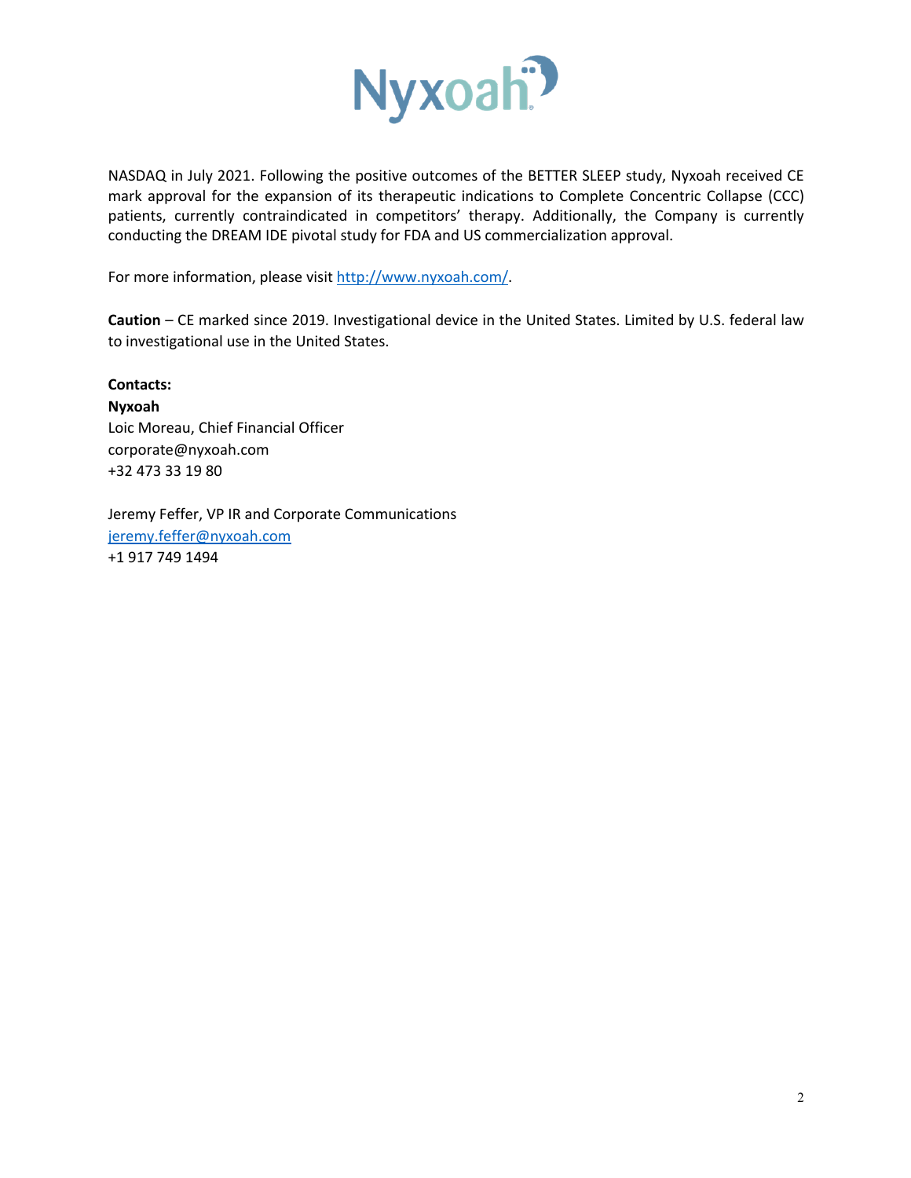NASDAQ in July 2021. Following the positive outcomes of the BETTER SLEEP study, Nyxoah received CE mark approval for the expansion of its therapeutic indications to Complete Concentric Collapse (CCC) patients, currently contraindicated in competitors' therapy. Additionally, the Company is currently conducting the DREAM IDE pivotal study for FDA and US commercialization approval.

For more information, please visit http://www.nyxoah.com/.

**Caution** – CE marked since 2019. Investigational device in the United States. Limited by U.S. federal law to investigational use in the United States.

**Contacts:**
**Nyxoah**
Loic Moreau, Chief Financial Officer
corporate@nyxoah.com
+32 473 33 19 80

Jeremy Feffer, VP IR and Corporate Communications
jeremy.feffer@nyxoah.com
+1 917 749 1494